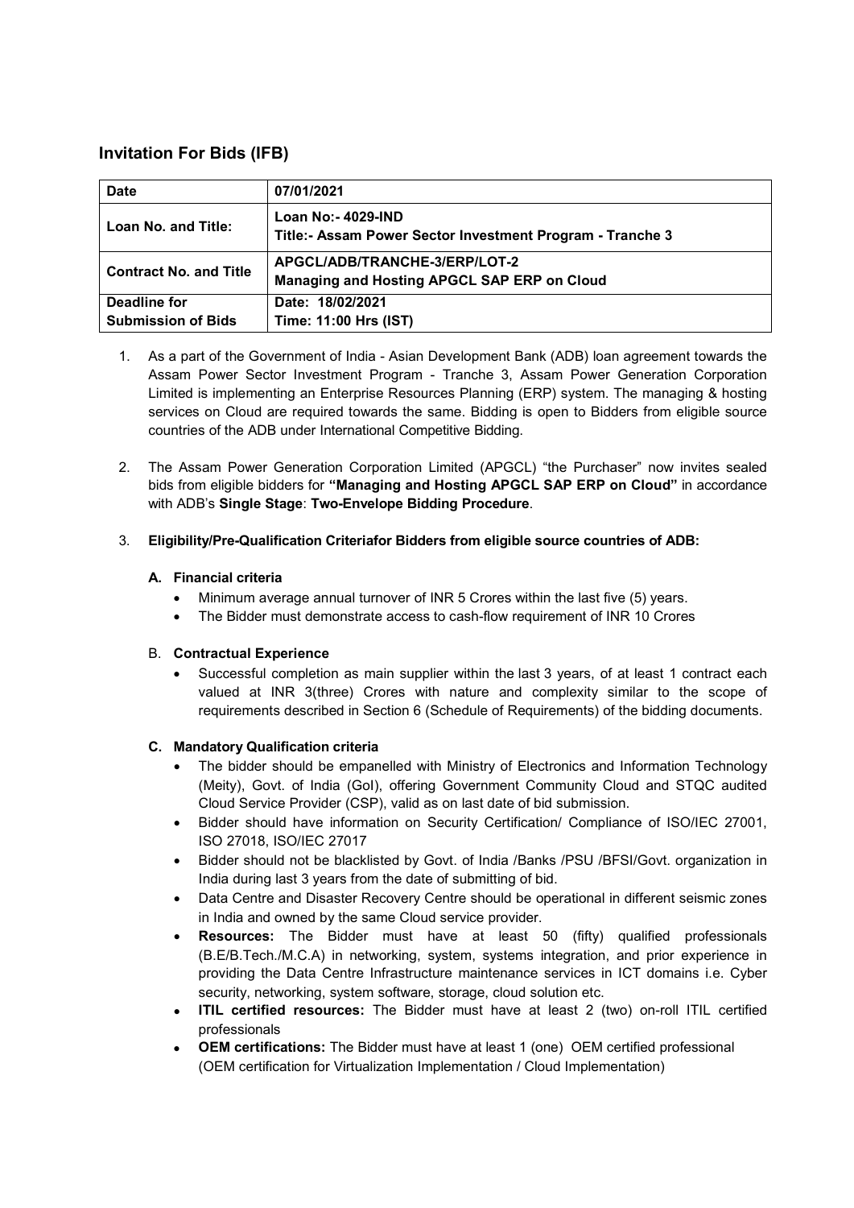## Invitation For Bids (IFB)

| Date | 07/01/2021 |
|---|---|
| Loan No. and Title: | **Loan No:- 4029-IND**<br>**Title:- Assam Power Sector Investment Program - Tranche 3** |
| Contract No. and Title | **APGCL/ADB/TRANCHE-3/ERP/LOT-2**<br>**Managing and Hosting APGCL SAP ERP on Cloud** |
| Deadline for Submission of Bids | **Date: 18/02/2021**<br>**Time: 11:00 Hrs (IST)** |

1. As a part of the Government of India - Asian Development Bank (ADB) loan agreement towards the Assam Power Sector Investment Program - Tranche 3, Assam Power Generation Corporation Limited is implementing an Enterprise Resources Planning (ERP) system. The managing & hosting services on Cloud are required towards the same. Bidding is open to Bidders from eligible source countries of the ADB under International Competitive Bidding.

2. The Assam Power Generation Corporation Limited (APGCL) "the Purchaser" now invites sealed bids from eligible bidders for **"Managing and Hosting APGCL SAP ERP on Cloud"** in accordance with ADB's **Single Stage**: **Two-Envelope Bidding Procedure**.

3. **Eligibility/Pre-Qualification Criteriafor Bidders from eligible source countries of ADB:**

   **A. Financial criteria**
   - Minimum average annual turnover of INR 5 Crores within the last five (5) years.
   - The Bidder must demonstrate access to cash-flow requirement of INR 10 Crores

   B. **Contractual Experience**
   - Successful completion as main supplier within the last 3 years, of at least 1 contract each valued at INR 3(three) Crores with nature and complexity similar to the scope of requirements described in Section 6 (Schedule of Requirements) of the bidding documents.

   **C. Mandatory Qualification criteria**
   - The bidder should be empanelled with Ministry of Electronics and Information Technology (Meity), Govt. of India (GoI), offering Government Community Cloud and STQC audited Cloud Service Provider (CSP), valid as on last date of bid submission.
   - Bidder should have information on Security Certification/ Compliance of ISO/IEC 27001, ISO 27018, ISO/IEC 27017
   - Bidder should not be blacklisted by Govt. of India /Banks /PSU /BFSI/Govt. organization in India during last 3 years from the date of submitting of bid.
   - Data Centre and Disaster Recovery Centre should be operational in different seismic zones in India and owned by the same Cloud service provider.
   - **Resources:** The Bidder must have at least 50 (fifty) qualified professionals (B.E/B.Tech./M.C.A) in networking, system, systems integration, and prior experience in providing the Data Centre Infrastructure maintenance services in ICT domains i.e. Cyber security, networking, system software, storage, cloud solution etc.
   - **ITIL certified resources:** The Bidder must have at least 2 (two) on-roll ITIL certified professionals
   - **OEM certifications:** The Bidder must have at least 1 (one) OEM certified professional (OEM certification for Virtualization Implementation / Cloud Implementation)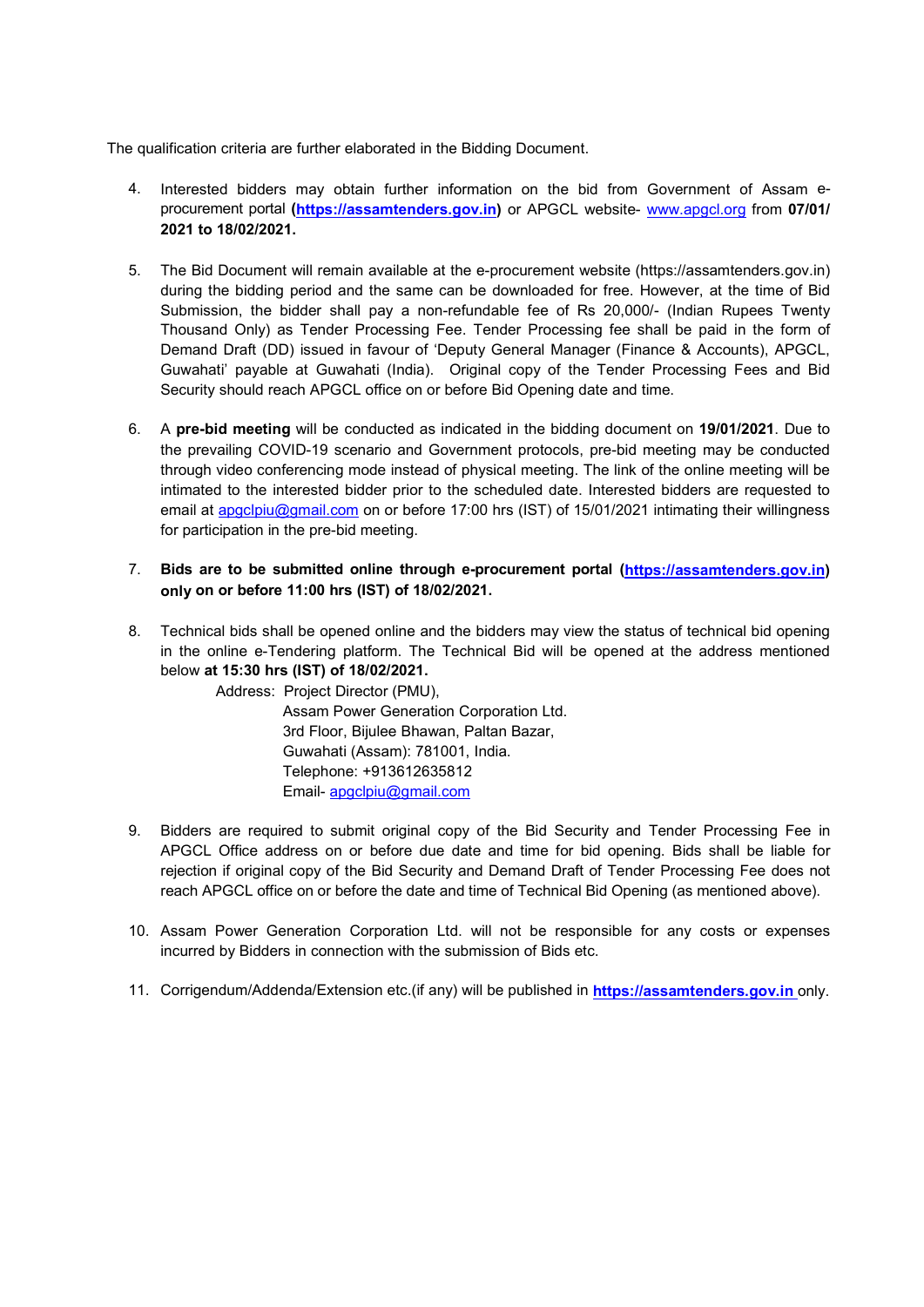The qualification criteria are further elaborated in the Bidding Document.

4. Interested bidders may obtain further information on the bid from Government of Assam e-procurement portal **(https://assamtenders.gov.in)** or APGCL website- www.apgcl.org from **07/01/2021 to 18/02/2021.**

5. The Bid Document will remain available at the e-procurement website (https://assamtenders.gov.in) during the bidding period and the same can be downloaded for free. However, at the time of Bid Submission, the bidder shall pay a non-refundable fee of Rs 20,000/- (Indian Rupees Twenty Thousand Only) as Tender Processing Fee. Tender Processing fee shall be paid in the form of Demand Draft (DD) issued in favour of 'Deputy General Manager (Finance & Accounts), APGCL, Guwahati' payable at Guwahati (India). Original copy of the Tender Processing Fees and Bid Security should reach APGCL office on or before Bid Opening date and time.

6. A **pre-bid meeting** will be conducted as indicated in the bidding document on **19/01/2021**. Due to the prevailing COVID-19 scenario and Government protocols, pre-bid meeting may be conducted through video conferencing mode instead of physical meeting. The link of the online meeting will be intimated to the interested bidder prior to the scheduled date. Interested bidders are requested to email at apgclpiu@gmail.com on or before 17:00 hrs (IST) of 15/01/2021 intimating their willingness for participation in the pre-bid meeting.

7. **Bids are to be submitted online through e-procurement portal (https://assamtenders.gov.in) only on or before 11:00 hrs (IST) of 18/02/2021.**

8. Technical bids shall be opened online and the bidders may view the status of technical bid opening in the online e-Tendering platform. The Technical Bid will be opened at the address mentioned below **at 15:30 hrs (IST) of 18/02/2021.**

   Address: Project Director (PMU),
   Assam Power Generation Corporation Ltd.
   3rd Floor, Bijulee Bhawan, Paltan Bazar,
   Guwahati (Assam): 781001, India.
   Telephone: +913612635812
   Email- apgclpiu@gmail.com

9. Bidders are required to submit original copy of the Bid Security and Tender Processing Fee in APGCL Office address on or before due date and time for bid opening. Bids shall be liable for rejection if original copy of the Bid Security and Demand Draft of Tender Processing Fee does not reach APGCL office on or before the date and time of Technical Bid Opening (as mentioned above).

10. Assam Power Generation Corporation Ltd. will not be responsible for any costs or expenses incurred by Bidders in connection with the submission of Bids etc.

11. Corrigendum/Addenda/Extension etc.(if any) will be published in **https://assamtenders.gov.in** only.